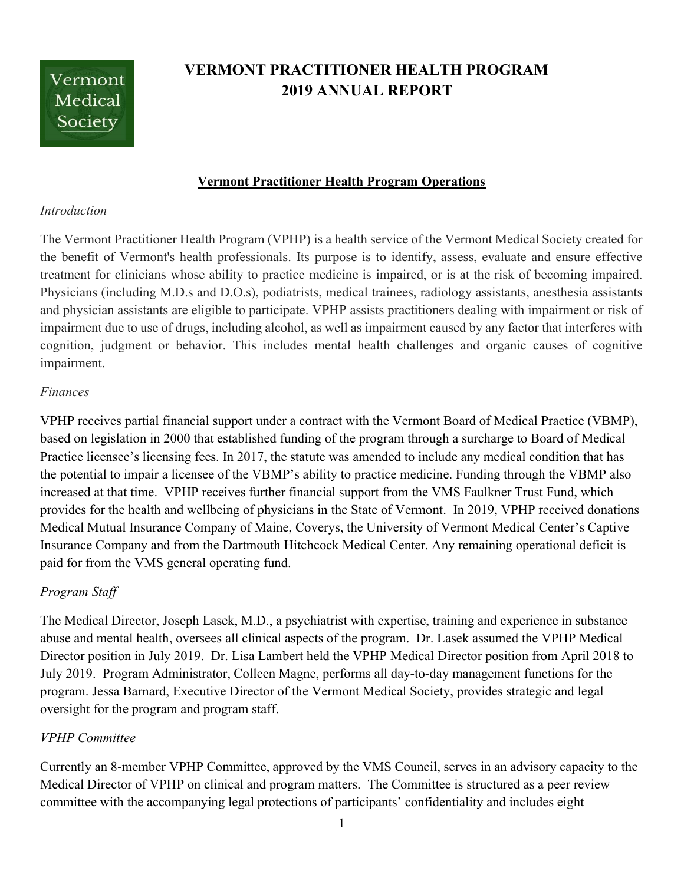# VERMONT PRACTITIONER HEALTH PROGRAM 2019 ANNUAL REPORT

## Vermont Practitioner Health Program Operations

*Introduction*

The Vermont Practitioner Health Program (VPHP) is a health service of the Vermont Medical Society created for the benefit of Vermont's health professionals. Its purpose is to identify, assess, evaluate and ensure effective treatment for clinicians whose ability to practice medicine is impaired, or is at the risk of becoming impaired. Physicians (including M.D.s and D.O.s), podiatrists, medical trainees, radiology assistants, anesthesia assistants and physician assistants are eligible to participate. VPHP assists practitioners dealing with impairment or risk of impairment due to use of drugs, including alcohol, as well as impairment caused by any factor that interferes with cognition, judgment or behavior. This includes mental health challenges and organic causes of cognitive impairment.

*Finances*

VPHP receives partial financial support under a contract with the Vermont Board of Medical Practice (VBMP), based on legislation in 2000 that established funding of the program through a surcharge to Board of Medical Practice licensee's licensing fees. In 2017, the statute was amended to include any medical condition that has the potential to impair a licensee of the VBMP's ability to practice medicine. Funding through the VBMP also increased at that time. VPHP receives further financial support from the VMS Faulkner Trust Fund, which provides for the health and wellbeing of physicians in the State of Vermont. In 2019, VPHP received donations Medical Mutual Insurance Company of Maine, Coverys, the University of Vermont Medical Center's Captive Insurance Company and from the Dartmouth Hitchcock Medical Center. Any remaining operational deficit is paid for from the VMS general operating fund.

*Program Staff*

The Medical Director, Joseph Lasek, M.D., a psychiatrist with expertise, training and experience in substance abuse and mental health, oversees all clinical aspects of the program. Dr. Lasek assumed the VPHP Medical Director position in July 2019. Dr. Lisa Lambert held the VPHP Medical Director position from April 2018 to July 2019. Program Administrator, Colleen Magne, performs all day-to-day management functions for the program. Jessa Barnard, Executive Director of the Vermont Medical Society, provides strategic and legal oversight for the program and program staff.

*VPHP Committee*

Currently an 8-member VPHP Committee, approved by the VMS Council, serves in an advisory capacity to the Medical Director of VPHP on clinical and program matters. The Committee is structured as a peer review committee with the accompanying legal protections of participants' confidentiality and includes eight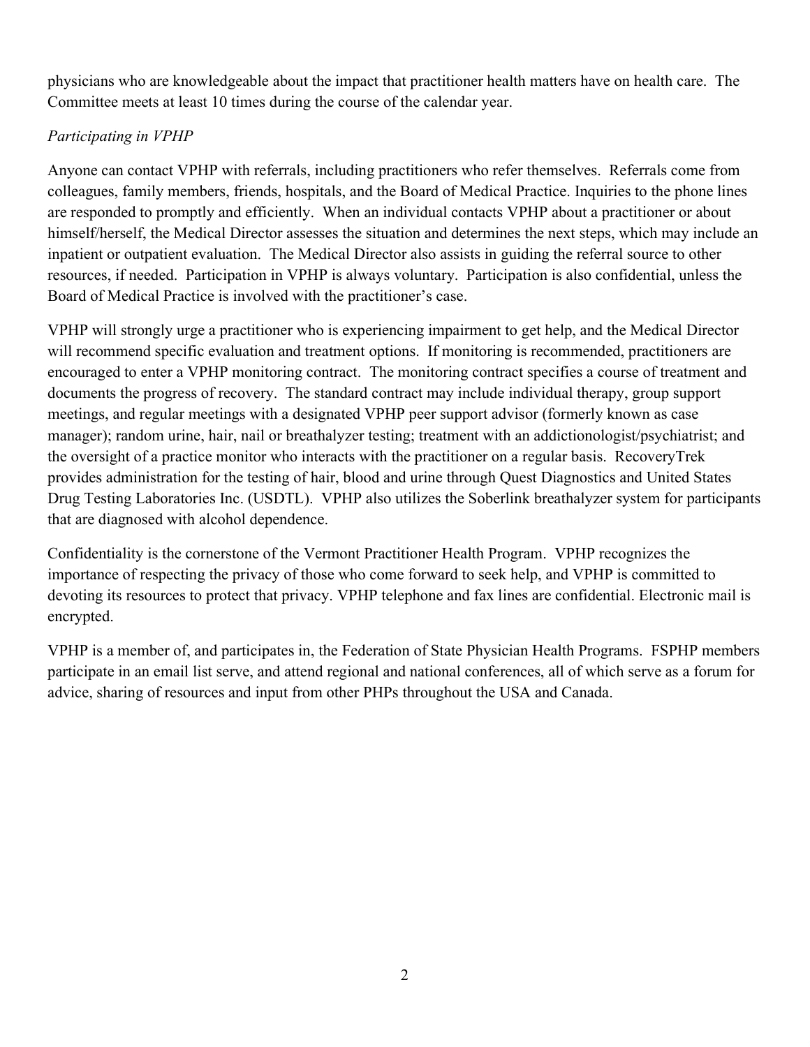physicians who are knowledgeable about the impact that practitioner health matters have on health care. The Committee meets at least 10 times during the course of the calendar year.

*Participating in VPHP*

Anyone can contact VPHP with referrals, including practitioners who refer themselves. Referrals come from colleagues, family members, friends, hospitals, and the Board of Medical Practice. Inquiries to the phone lines are responded to promptly and efficiently. When an individual contacts VPHP about a practitioner or about himself/herself, the Medical Director assesses the situation and determines the next steps, which may include an inpatient or outpatient evaluation. The Medical Director also assists in guiding the referral source to other resources, if needed. Participation in VPHP is always voluntary. Participation is also confidential, unless the Board of Medical Practice is involved with the practitioner's case.

VPHP will strongly urge a practitioner who is experiencing impairment to get help, and the Medical Director will recommend specific evaluation and treatment options. If monitoring is recommended, practitioners are encouraged to enter a VPHP monitoring contract. The monitoring contract specifies a course of treatment and documents the progress of recovery. The standard contract may include individual therapy, group support meetings, and regular meetings with a designated VPHP peer support advisor (formerly known as case manager); random urine, hair, nail or breathalyzer testing; treatment with an addictionologist/psychiatrist; and the oversight of a practice monitor who interacts with the practitioner on a regular basis. RecoveryTrek provides administration for the testing of hair, blood and urine through Quest Diagnostics and United States Drug Testing Laboratories Inc. (USDTL). VPHP also utilizes the Soberlink breathalyzer system for participants that are diagnosed with alcohol dependence.

Confidentiality is the cornerstone of the Vermont Practitioner Health Program. VPHP recognizes the importance of respecting the privacy of those who come forward to seek help, and VPHP is committed to devoting its resources to protect that privacy. VPHP telephone and fax lines are confidential. Electronic mail is encrypted.

VPHP is a member of, and participates in, the Federation of State Physician Health Programs. FSPHP members participate in an email list serve, and attend regional and national conferences, all of which serve as a forum for advice, sharing of resources and input from other PHPs throughout the USA and Canada.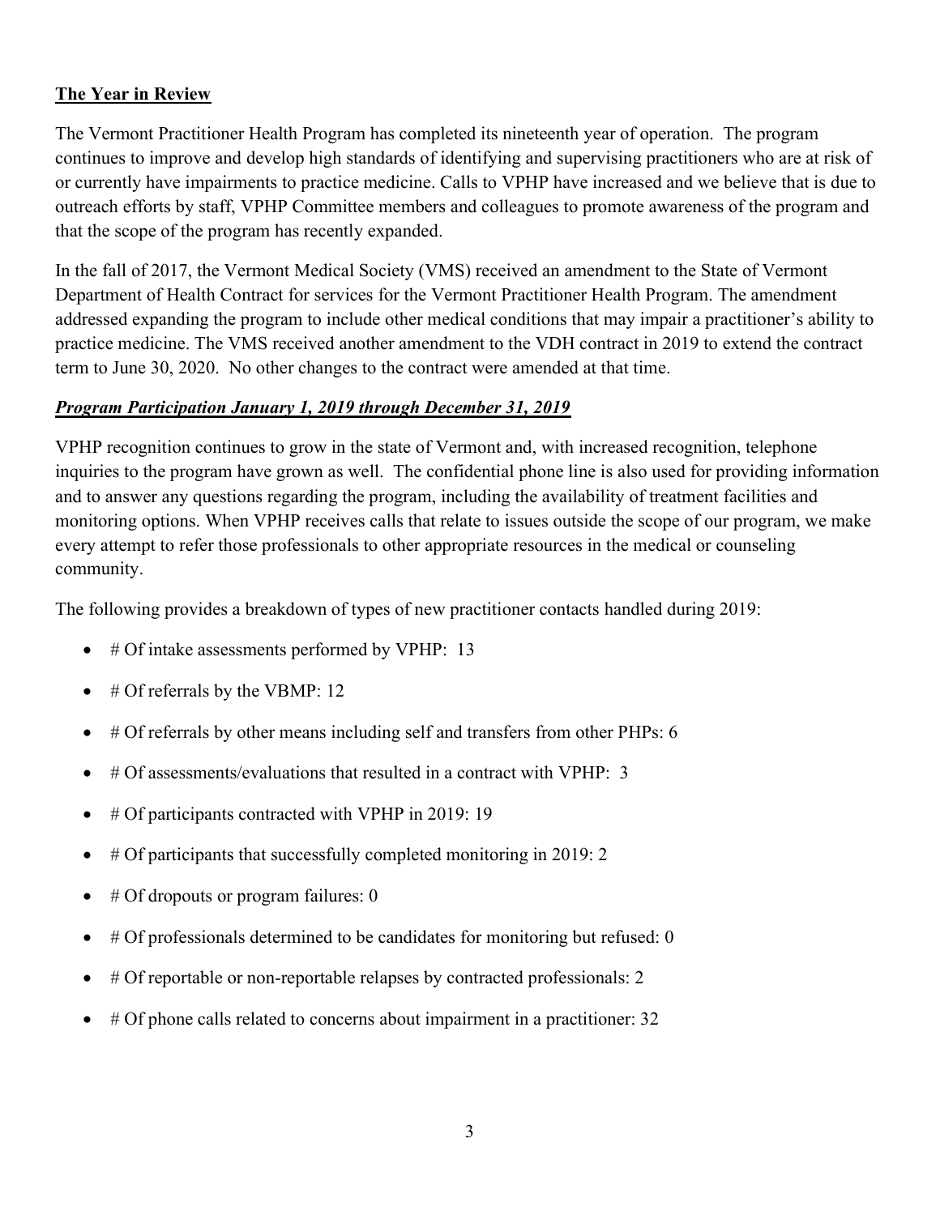## The Year in Review

The Vermont Practitioner Health Program has completed its nineteenth year of operation. The program continues to improve and develop high standards of identifying and supervising practitioners who are at risk of or currently have impairments to practice medicine. Calls to VPHP have increased and we believe that is due to outreach efforts by staff, VPHP Committee members and colleagues to promote awareness of the program and that the scope of the program has recently expanded.

In the fall of 2017, the Vermont Medical Society (VMS) received an amendment to the State of Vermont Department of Health Contract for services for the Vermont Practitioner Health Program. The amendment addressed expanding the program to include other medical conditions that may impair a practitioner's ability to practice medicine. The VMS received another amendment to the VDH contract in 2019 to extend the contract term to June 30, 2020. No other changes to the contract were amended at that time.

### ***Program Participation January 1, 2019 through December 31, 2019***

VPHP recognition continues to grow in the state of Vermont and, with increased recognition, telephone inquiries to the program have grown as well. The confidential phone line is also used for providing information and to answer any questions regarding the program, including the availability of treatment facilities and monitoring options. When VPHP receives calls that relate to issues outside the scope of our program, we make every attempt to refer those professionals to other appropriate resources in the medical or counseling community.

The following provides a breakdown of types of new practitioner contacts handled during 2019:

- # Of intake assessments performed by VPHP: 13
- # Of referrals by the VBMP: 12
- # Of referrals by other means including self and transfers from other PHPs: 6
- # Of assessments/evaluations that resulted in a contract with VPHP: 3
- # Of participants contracted with VPHP in 2019: 19
- # Of participants that successfully completed monitoring in 2019: 2
- # Of dropouts or program failures: 0
- # Of professionals determined to be candidates for monitoring but refused: 0
- # Of reportable or non-reportable relapses by contracted professionals: 2
- # Of phone calls related to concerns about impairment in a practitioner: 32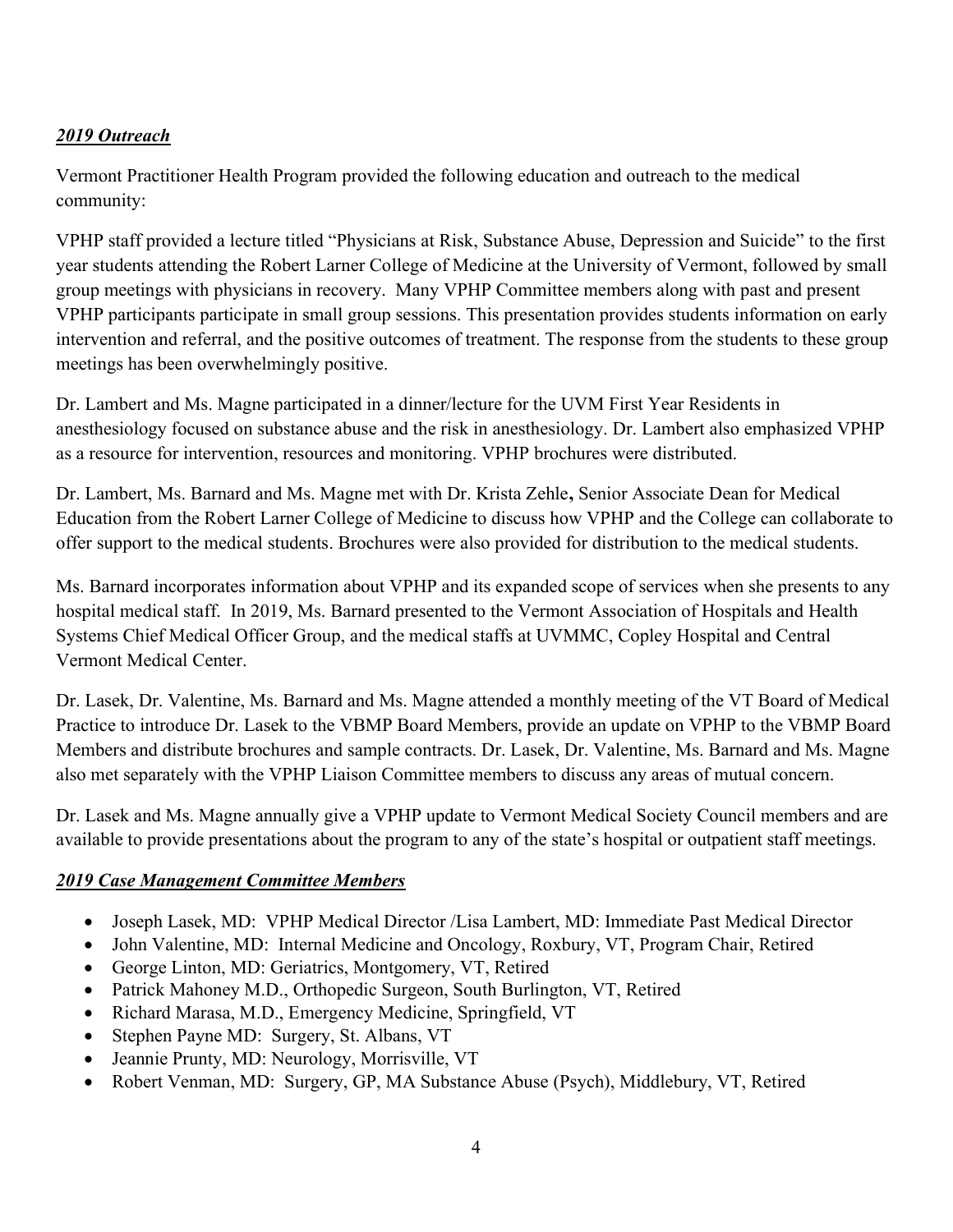## ***2019 Outreach***

Vermont Practitioner Health Program provided the following education and outreach to the medical community:

VPHP staff provided a lecture titled "Physicians at Risk, Substance Abuse, Depression and Suicide" to the first year students attending the Robert Larner College of Medicine at the University of Vermont, followed by small group meetings with physicians in recovery. Many VPHP Committee members along with past and present VPHP participants participate in small group sessions. This presentation provides students information on early intervention and referral, and the positive outcomes of treatment. The response from the students to these group meetings has been overwhelmingly positive.

Dr. Lambert and Ms. Magne participated in a dinner/lecture for the UVM First Year Residents in anesthesiology focused on substance abuse and the risk in anesthesiology. Dr. Lambert also emphasized VPHP as a resource for intervention, resources and monitoring. VPHP brochures were distributed.

Dr. Lambert, Ms. Barnard and Ms. Magne met with Dr. Krista Zehle**,** Senior Associate Dean for Medical Education from the Robert Larner College of Medicine to discuss how VPHP and the College can collaborate to offer support to the medical students. Brochures were also provided for distribution to the medical students.

Ms. Barnard incorporates information about VPHP and its expanded scope of services when she presents to any hospital medical staff. In 2019, Ms. Barnard presented to the Vermont Association of Hospitals and Health Systems Chief Medical Officer Group, and the medical staffs at UVMMC, Copley Hospital and Central Vermont Medical Center.

Dr. Lasek, Dr. Valentine, Ms. Barnard and Ms. Magne attended a monthly meeting of the VT Board of Medical Practice to introduce Dr. Lasek to the VBMP Board Members, provide an update on VPHP to the VBMP Board Members and distribute brochures and sample contracts. Dr. Lasek, Dr. Valentine, Ms. Barnard and Ms. Magne also met separately with the VPHP Liaison Committee members to discuss any areas of mutual concern.

Dr. Lasek and Ms. Magne annually give a VPHP update to Vermont Medical Society Council members and are available to provide presentations about the program to any of the state's hospital or outpatient staff meetings.

## ***2019 Case Management Committee Members***

- Joseph Lasek, MD: VPHP Medical Director /Lisa Lambert, MD: Immediate Past Medical Director
- John Valentine, MD: Internal Medicine and Oncology, Roxbury, VT, Program Chair, Retired
- George Linton, MD: Geriatrics, Montgomery, VT, Retired
- Patrick Mahoney M.D., Orthopedic Surgeon, South Burlington, VT, Retired
- Richard Marasa, M.D., Emergency Medicine, Springfield, VT
- Stephen Payne MD: Surgery, St. Albans, VT
- Jeannie Prunty, MD: Neurology, Morrisville, VT
- Robert Venman, MD: Surgery, GP, MA Substance Abuse (Psych), Middlebury, VT, Retired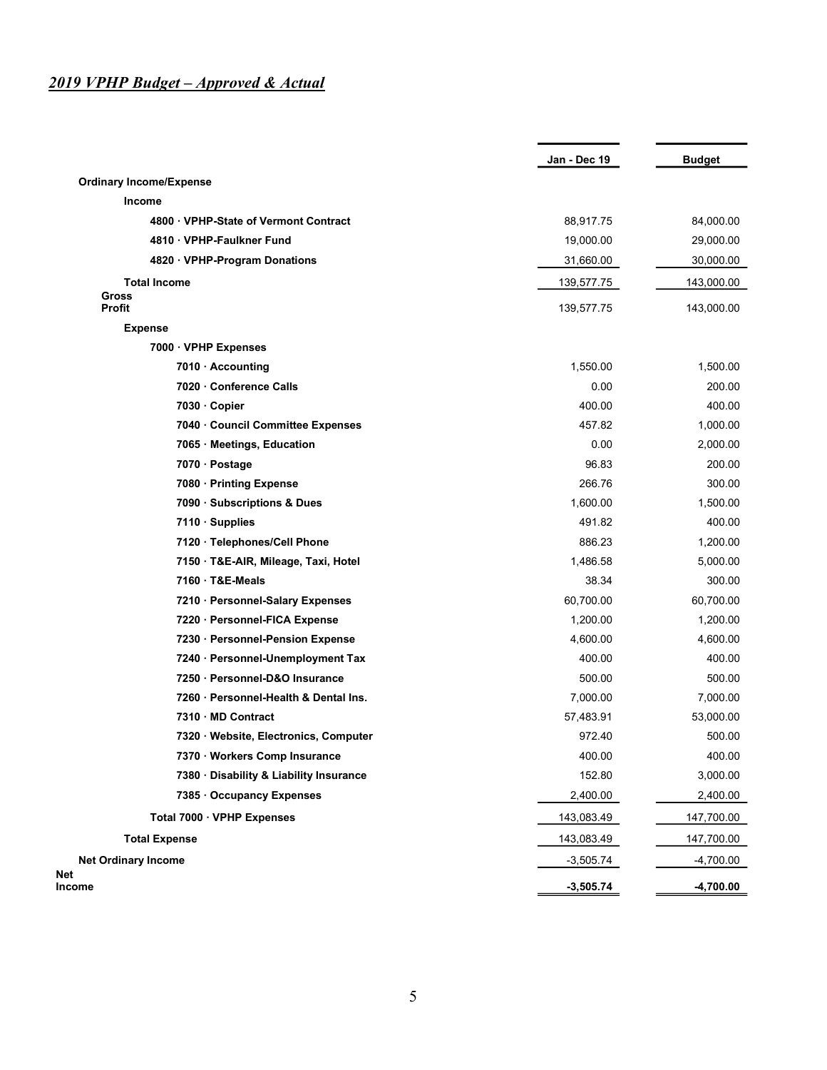## *2019 VPHP Budget – Approved & Actual*

| | Jan - Dec 19 | Budget |
|---|---|---|
| **Ordinary Income/Expense** | | |
| **Income** | | |
| **4800 · VPHP-State of Vermont Contract** | 88,917.75 | 84,000.00 |
| **4810 · VPHP-Faulkner Fund** | 19,000.00 | 29,000.00 |
| **4820 · VPHP-Program Donations** | 31,660.00 | 30,000.00 |
| **Total Income** | 139,577.75 | 143,000.00 |
| **Gross Profit** | 139,577.75 | 143,000.00 |
| **Expense** | | |
| **7000 · VPHP Expenses** | | |
| **7010 · Accounting** | 1,550.00 | 1,500.00 |
| **7020 · Conference Calls** | 0.00 | 200.00 |
| **7030 · Copier** | 400.00 | 400.00 |
| **7040 · Council Committee Expenses** | 457.82 | 1,000.00 |
| **7065 · Meetings, Education** | 0.00 | 2,000.00 |
| **7070 · Postage** | 96.83 | 200.00 |
| **7080 · Printing Expense** | 266.76 | 300.00 |
| **7090 · Subscriptions & Dues** | 1,600.00 | 1,500.00 |
| **7110 · Supplies** | 491.82 | 400.00 |
| **7120 · Telephones/Cell Phone** | 886.23 | 1,200.00 |
| **7150 · T&E-AIR, Mileage, Taxi, Hotel** | 1,486.58 | 5,000.00 |
| **7160 · T&E-Meals** | 38.34 | 300.00 |
| **7210 · Personnel-Salary Expenses** | 60,700.00 | 60,700.00 |
| **7220 · Personnel-FICA Expense** | 1,200.00 | 1,200.00 |
| **7230 · Personnel-Pension Expense** | 4,600.00 | 4,600.00 |
| **7240 · Personnel-Unemployment Tax** | 400.00 | 400.00 |
| **7250 · Personnel-D&O Insurance** | 500.00 | 500.00 |
| **7260 · Personnel-Health & Dental Ins.** | 7,000.00 | 7,000.00 |
| **7310 · MD Contract** | 57,483.91 | 53,000.00 |
| **7320 · Website, Electronics, Computer** | 972.40 | 500.00 |
| **7370 · Workers Comp Insurance** | 400.00 | 400.00 |
| **7380 · Disability & Liability Insurance** | 152.80 | 3,000.00 |
| **7385 · Occupancy Expenses** | 2,400.00 | 2,400.00 |
| **Total 7000 · VPHP Expenses** | 143,083.49 | 147,700.00 |
| **Total Expense** | 143,083.49 | 147,700.00 |
| **Net Ordinary Income** | -3,505.74 | -4,700.00 |
| **Net Income** | **-3,505.74** | **-4,700.00** |